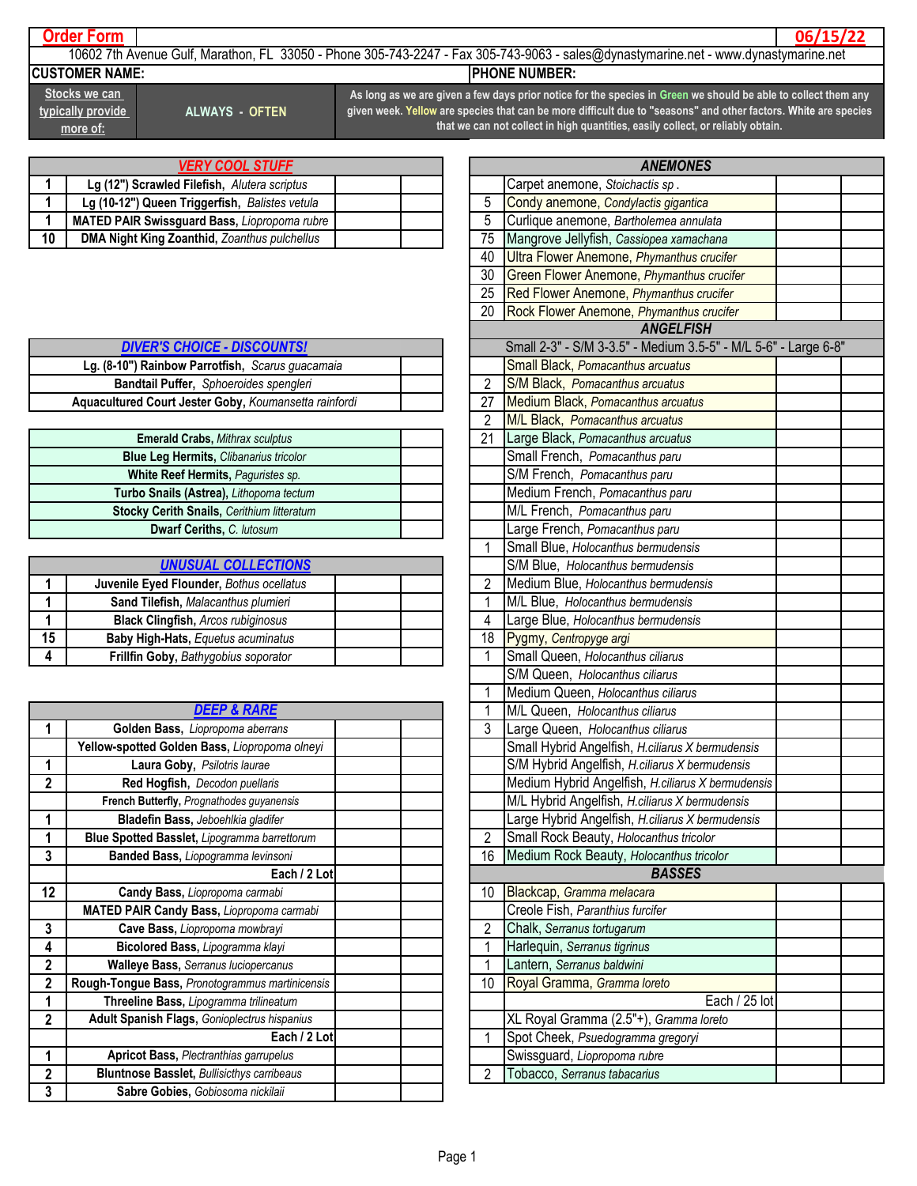# Order Form

**06/15/22**

10602 7th Avenue Gulf, Marathon, FL 33050 - Phone 305-743-2247 - Fax 305-743-9063 - sales@dynastymarine.net - www.dynastymarine.net

**CUSTOMER NAME:** | **PHONE NUMBER:**

| Stocks we can typically provide more of: | ALWAYS - OFTEN | As long as we are given a few days prior notice for the species in Green we should be able to collect them any given week. Yellow are species that can be more difficult due to "seasons" and other factors. White are species that we can not collect in high quantities, easily collect, or reliably obtain. |
|---|---|---|

| | VERY COOL STUFF | | |
|---|---|---|---|
| 1 | Lg (12") Scrawled Filefish, *Alutera scriptus* | | |
| 1 | Lg (10-12") Queen Triggerfish, *Balistes vetula* | | |
| 1 | MATED PAIR Swissguard Bass, *Liopropoma rubre* | | |
| 10 | DMA Night King Zoanthid, *Zoanthus pulchellus* | | |

| DIVER'S CHOICE - DISCOUNTS! | |
|---|---|
| Lg. (8-10") Rainbow Parrotfish, *Scarus guacamaia* | |
| Bandtail Puffer, *Sphoeroides spengleri* | |
| Aquacultured Court Jester Goby, *Koumansetta rainfordi* | |

| | |
|---|---|
| Emerald Crabs, *Mithrax sculptus* | |
| Blue Leg Hermits, *Clibanarius tricolor* | |
| White Reef Hermits, *Paguristes sp.* | |
| Turbo Snails (Astrea), *Lithopoma tectum* | |
| Stocky Cerith Snails, *Cerithium litteratum* | |
| Dwarf Ceriths, *C. lutosum* | |

| | UNUSUAL COLLECTIONS | | |
|---|---|---|---|
| 1 | Juvenile Eyed Flounder, *Bothus ocellatus* | | |
| 1 | Sand Tilefish, *Malacanthus plumieri* | | |
| 1 | Black Clingfish, *Arcos rubiginosus* | | |
| 15 | Baby High-Hats, *Equetus acuminatus* | | |
| 4 | Frillfin Goby, *Bathygobius soporator* | | |

| | DEEP & RARE | | |
|---|---|---|---|
| 1 | Golden Bass, *Liopropoma aberrans* | | |
| | Yellow-spotted Golden Bass, *Liopropoma olneyi* | | |
| 1 | Laura Goby, *Psilotris laurae* | | |
| 2 | Red Hogfish, *Decodon puellaris* | | |
| | French Butterfly, *Prognathodes guyanensis* | | |
| 1 | Bladefin Bass, *Jeboehlkia gladifer* | | |
| 1 | Blue Spotted Basslet, *Lipogramma barrettorum* | | |
| 3 | Banded Bass, *Liopogramma levinsoni* | | |
| | Each / 2 Lot | | |
| 12 | Candy Bass, *Liopropoma carmabi* | | |
| | MATED PAIR Candy Bass, *Liopropoma carmabi* | | |
| 3 | Cave Bass, *Liopropoma mowbrayi* | | |
| 2 | Bicolored Bass, *Lipogramma klayi* | | |
| 2 | Walleye Bass, *Serranus luciopercanus* | | |
| 2 | Rough-Tongue Bass, *Pronotogrammus martinicensis* | | |
| 1 | Threeline Bass, *Lipogramma trilineatum* | | |
| 2 | Adult Spanish Flags, *Gonioplectrus hispanius* | | |
| | Each / 2 Lot | | |
| 1 | Apricot Bass, *Plectranthias garrupelus* | | |
| 2 | Bluntnose Basslet, *Bullisicthys carribeaus* | | |
| 3 | Sabre Gobies, *Gobiosoma nickilaii* | | |

| | ANEMONES | | |
|---|---|---|---|
| | Carpet anemone, *Stoichactis sp .* | | |
| 5 | Condy anemone, *Condylactis gigantica* | | |
| 5 | Curlique anemone, *Bartholemea annulata* | | |
| 75 | Mangrove Jellyfish, *Cassiopea xamachana* | | |
| 40 | Ultra Flower Anemone, *Phymanthus crucifer* | | |
| 30 | Green Flower Anemone, *Phymanthus crucifer* | | |
| 25 | Red Flower Anemone, *Phymanthus crucifer* | | |
| 20 | Rock Flower Anemone, *Phymanthus crucifer* | | |

| | ANGELFISH | | |
|---|---|---|---|
| | Small 2-3" - S/M 3-3.5" - Medium 3.5-5" - M/L 5-6" - Large 6-8" | | |
| | Small Black, *Pomacanthus arcuatus* | | |
| 2 | S/M Black, *Pomacanthus arcuatus* | | |
| 27 | Medium Black, *Pomacanthus arcuatus* | | |
| 2 | M/L Black, *Pomacanthus arcuatus* | | |
| 21 | Large Black, *Pomacanthus arcuatus* | | |
| | Small French, *Pomacanthus paru* | | |
| | S/M French, *Pomacanthus paru* | | |
| | Medium French, *Pomacanthus paru* | | |
| | M/L French, *Pomacanthus paru* | | |
| | Large French, *Pomacanthus paru* | | |
| 1 | Small Blue, *Holocanthus bermudensis* | | |
| | S/M Blue, *Holocanthus bermudensis* | | |
| 2 | Medium Blue, *Holocanthus bermudensis* | | |
| 1 | M/L Blue, *Holocanthus bermudensis* | | |
| 4 | Large Blue, *Holocanthus bermudensis* | | |
| 18 | Pygmy, *Centropyge argi* | | |
| 1 | Small Queen, *Holocanthus ciliarus* | | |
| | S/M Queen, *Holocanthus ciliarus* | | |
| 1 | Medium Queen, *Holocanthus ciliarus* | | |
| 1 | M/L Queen, *Holocanthus ciliarus* | | |
| 3 | Large Queen, *Holocanthus ciliarus* | | |
| | Small Hybrid Angelfish, *H.ciliarus X bermudensis* | | |
| | S/M Hybrid Angelfish, *H.ciliarus X bermudensis* | | |
| | Medium Hybrid Angelfish, *H.ciliarus X bermudensis* | | |
| | M/L Hybrid Angelfish, *H.ciliarus X bermudensis* | | |
| | Large Hybrid Angelfish, *H.ciliarus X bermudensis* | | |
| 2 | Small Rock Beauty, *Holocanthus tricolor* | | |
| 16 | Medium Rock Beauty, *Holocanthus tricolor* | | |

| | BASSES | | |
|---|---|---|---|
| 10 | Blackcap, *Gramma melacara* | | |
| | Creole Fish, *Paranthius furcifer* | | |
| 2 | Chalk, *Serranus tortugarum* | | |
| 1 | Harlequin, *Serranus tigrinus* | | |
| 1 | Lantern, *Serranus baldwini* | | |
| 10 | Royal Gramma, *Gramma loreto* | | |
| | Each / 25 lot | | |
| | XL Royal Gramma (2.5"+), *Gramma loreto* | | |
| 1 | Spot Cheek, *Psuedogramma gregoryi* | | |
| | Swissguard, *Liopropoma rubre* | | |
| 2 | Tobacco, *Serranus tabacarius* | | |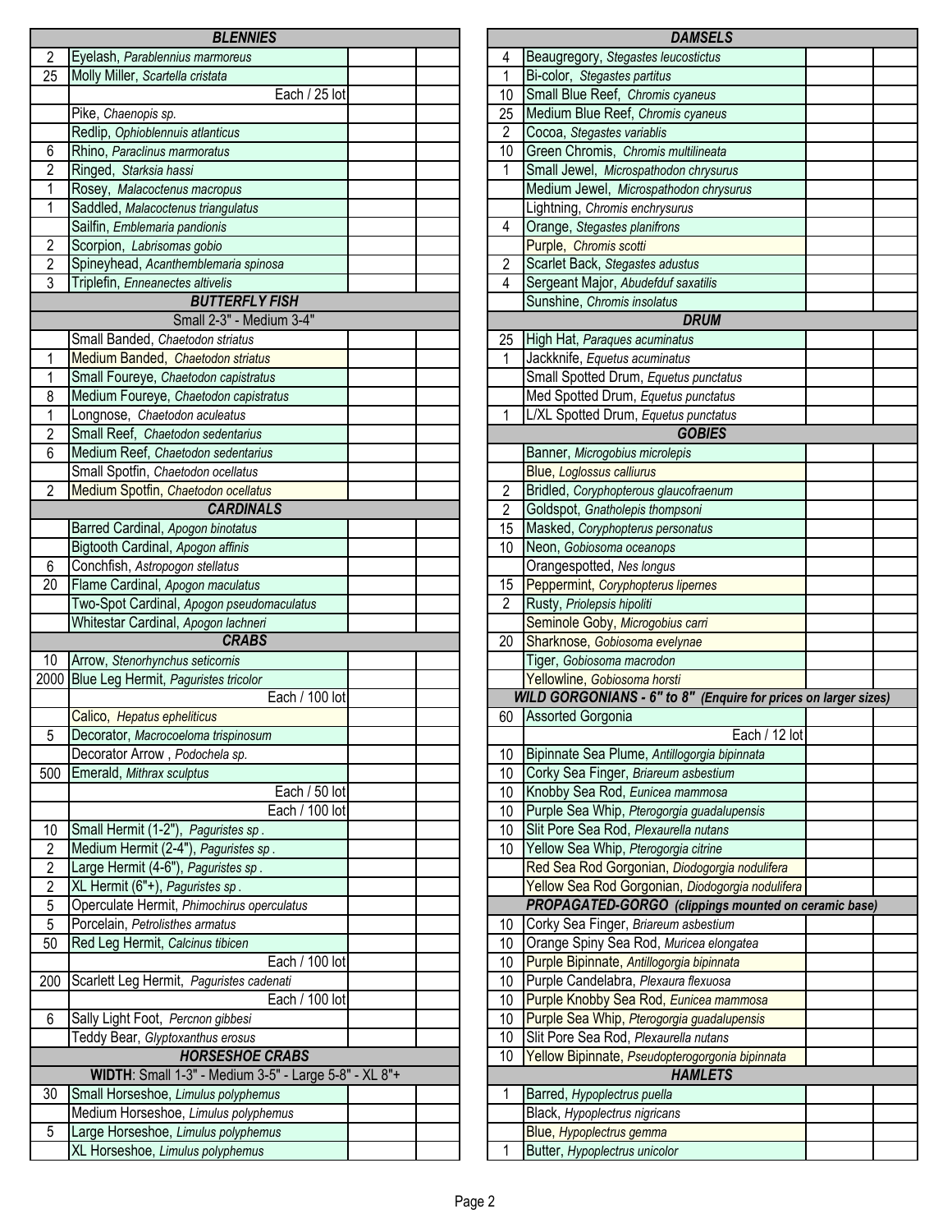| Qty | BLENNIES | | |
|---|---|---|---|
| 2 | Eyelash, *Parablennius marmoreus* | | |
| 25 | Molly Miller, *Scartella cristata* | | |
| | Each / 25 lot | | |
| | Pike, *Chaenopis sp.* | | |
| | Redlip, *Ophioblennius atlanticus* | | |
| 6 | Rhino, *Paraclinus marmoratus* | | |
| 2 | Ringed, *Starksia hassi* | | |
| 1 | Rosey, *Malacoctenus macropus* | | |
| 1 | Saddled, *Malacoctenus triangulatus* | | |
| | Sailfin, *Emblemaria pandionis* | | |
| 2 | Scorpion, *Labrisomas gobio* | | |
| 2 | Spineyhead, *Acanthemblemaria spinosa* | | |
| 3 | Triplefin, *Enneanectes altivelis* | | |
| | **BUTTERFLY FISH** | | |
| | Small 2-3" - Medium 3-4" | | |
| | Small Banded, *Chaetodon striatus* | | |
| 1 | Medium Banded, *Chaetodon striatus* | | |
| 1 | Small Foureye, *Chaetodon capistratus* | | |
| 8 | Medium Foureye, *Chaetodon capistratus* | | |
| 1 | Longnose, *Chaetodon aculeatus* | | |
| 2 | Small Reef, *Chaetodon sedentarius* | | |
| 6 | Medium Reef, *Chaetodon sedentarius* | | |
| | Small Spotfin, *Chaetodon ocellatus* | | |
| 2 | Medium Spotfin, *Chaetodon ocellatus* | | |
| | **CARDINALS** | | |
| | Barred Cardinal, *Apogon binotatus* | | |
| | Bigtooth Cardinal, *Apogon affinis* | | |
| 6 | Conchfish, *Astropogon stellatus* | | |
| 20 | Flame Cardinal, *Apogon maculatus* | | |
| | Two-Spot Cardinal, *Apogon pseudomaculatus* | | |
| | Whitestar Cardinal, *Apogon lachneri* | | |
| | **CRABS** | | |
| 10 | Arrow, *Stenorhynchus seticornis* | | |
| 2000 | Blue Leg Hermit, *Paguristes tricolor* | | |
| | Each / 100 lot | | |
| | Calico, *Hepatus epheliticus* | | |
| 5 | Decorator, *Macrocoeloma trispinosum* | | |
| | Decorator Arrow , *Podochela sp.* | | |
| 500 | Emerald, *Mithrax sculptus* | | |
| | Each / 50 lot | | |
| | Each / 100 lot | | |
| 10 | Small Hermit (1-2"), *Paguristes sp .* | | |
| 2 | Medium Hermit (2-4"), *Paguristes sp .* | | |
| 2 | Large Hermit (4-6"), *Paguristes sp .* | | |
| 2 | XL Hermit (6"+), *Paguristes sp .* | | |
| 5 | Operculate Hermit, *Phimochirus operculatus* | | |
| 5 | Porcelain, *Petrolisthes armatus* | | |
| 50 | Red Leg Hermit, *Calcinus tibicen* | | |
| | Each / 100 lot | | |
| 200 | Scarlett Leg Hermit, *Paguristes cadenati* | | |
| | Each / 100 lot | | |
| 6 | Sally Light Foot, *Percnon gibbesi* | | |
| | Teddy Bear, *Glyptoxanthus erosus* | | |
| | **HORSESHOE CRABS** | | |
| | **WIDTH**: Small 1-3" - Medium 3-5" - Large 5-8" - XL 8"+ | | |
| 30 | Small Horseshoe, *Limulus polyphemus* | | |
| | Medium Horseshoe, *Limulus polyphemus* | | |
| 5 | Large Horseshoe, *Limulus polyphemus* | | |
| | XL Horseshoe, *Limulus polyphemus* | | |

| Qty | DAMSELS | | |
|---|---|---|---|
| 4 | Beaugregory, *Stegastes leucostictus* | | |
| 1 | Bi-color, *Stegastes partitus* | | |
| 10 | Small Blue Reef, *Chromis cyaneus* | | |
| 25 | Medium Blue Reef, *Chromis cyaneus* | | |
| 2 | Cocoa, *Stegastes variablis* | | |
| 10 | Green Chromis, *Chromis multilineata* | | |
| 1 | Small Jewel, *Microspathodon chrysurus* | | |
| | Medium Jewel, *Microspathodon chrysurus* | | |
| | Lightning, *Chromis enchrysurus* | | |
| 4 | Orange, *Stegastes planifrons* | | |
| | Purple, *Chromis scotti* | | |
| 2 | Scarlet Back, *Stegastes adustus* | | |
| 4 | Sergeant Major, *Abudefduf saxatilis* | | |
| | Sunshine, *Chromis insolatus* | | |
| | **DRUM** | | |
| 25 | High Hat, *Paraques acuminatus* | | |
| 1 | Jackknife, *Equetus acuminatus* | | |
| | Small Spotted Drum, *Equetus punctatus* | | |
| | Med Spotted Drum, *Equetus punctatus* | | |
| 1 | L/XL Spotted Drum, *Equetus punctatus* | | |
| | **GOBIES** | | |
| | Banner, *Microgobius microlepis* | | |
| | Blue, *Loglossus calliurus* | | |
| 2 | Bridled, *Coryphopterous glaucofraenum* | | |
| 2 | Goldspot, *Gnatholepis thompsoni* | | |
| 15 | Masked, *Coryphopterus personatus* | | |
| 10 | Neon, *Gobiosoma oceanops* | | |
| | Orangespotted, *Nes longus* | | |
| 15 | Peppermint, *Coryphopterus lipernes* | | |
| 2 | Rusty, *Priolepsis hipoliti* | | |
| | Seminole Goby, *Microgobius carri* | | |
| 20 | Sharknose, *Gobiosoma evelynae* | | |
| | Tiger, *Gobiosoma macrodon* | | |
| | Yellowline, *Gobiosoma horsti* | | |
| | ***WILD GORGONIANS - 6" to 8"  (Enquire for prices on larger sizes)*** | | |
| 60 | Assorted Gorgonia | | |
| | Each / 12 lot | | |
| 10 | Bipinnate Sea Plume, *Antillogorgia bipinnata* | | |
| 10 | Corky Sea Finger, *Briareum asbestium* | | |
| 10 | Knobby Sea Rod, *Eunicea mammosa* | | |
| 10 | Purple Sea Whip, *Pterogorgia guadalupensis* | | |
| 10 | Slit Pore Sea Rod, *Plexaurella nutans* | | |
| 10 | Yellow Sea Whip, *Pterogorgia citrine* | | |
| | Red Sea Rod Gorgonian, *Diodogorgia nodulifera* | | |
| | Yellow Sea Rod Gorgonian, *Diodogorgia nodulifera* | | |
| | ***PROPAGATED-GORGO  (clippings mounted on ceramic base)*** | | |
| 10 | Corky Sea Finger, *Briareum asbestium* | | |
| 10 | Orange Spiny Sea Rod, *Muricea elongatea* | | |
| 10 | Purple Bipinnate, *Antillogorgia bipinnata* | | |
| 10 | Purple Candelabra, *Plexaura flexuosa* | | |
| 10 | Purple Knobby Sea Rod, *Eunicea mammosa* | | |
| 10 | Purple Sea Whip, *Pterogorgia guadalupensis* | | |
| 10 | Slit Pore Sea Rod, *Plexaurella nutans* | | |
| 10 | Yellow Bipinnate, *Pseudopterogorgonia bipinnata* | | |
| | **HAMLETS** | | |
| 1 | Barred, *Hypoplectrus puella* | | |
| | Black, *Hypoplectrus nigricans* | | |
| | Blue, *Hypoplectrus gemma* | | |
| 1 | Butter, *Hypoplectrus unicolor* | | |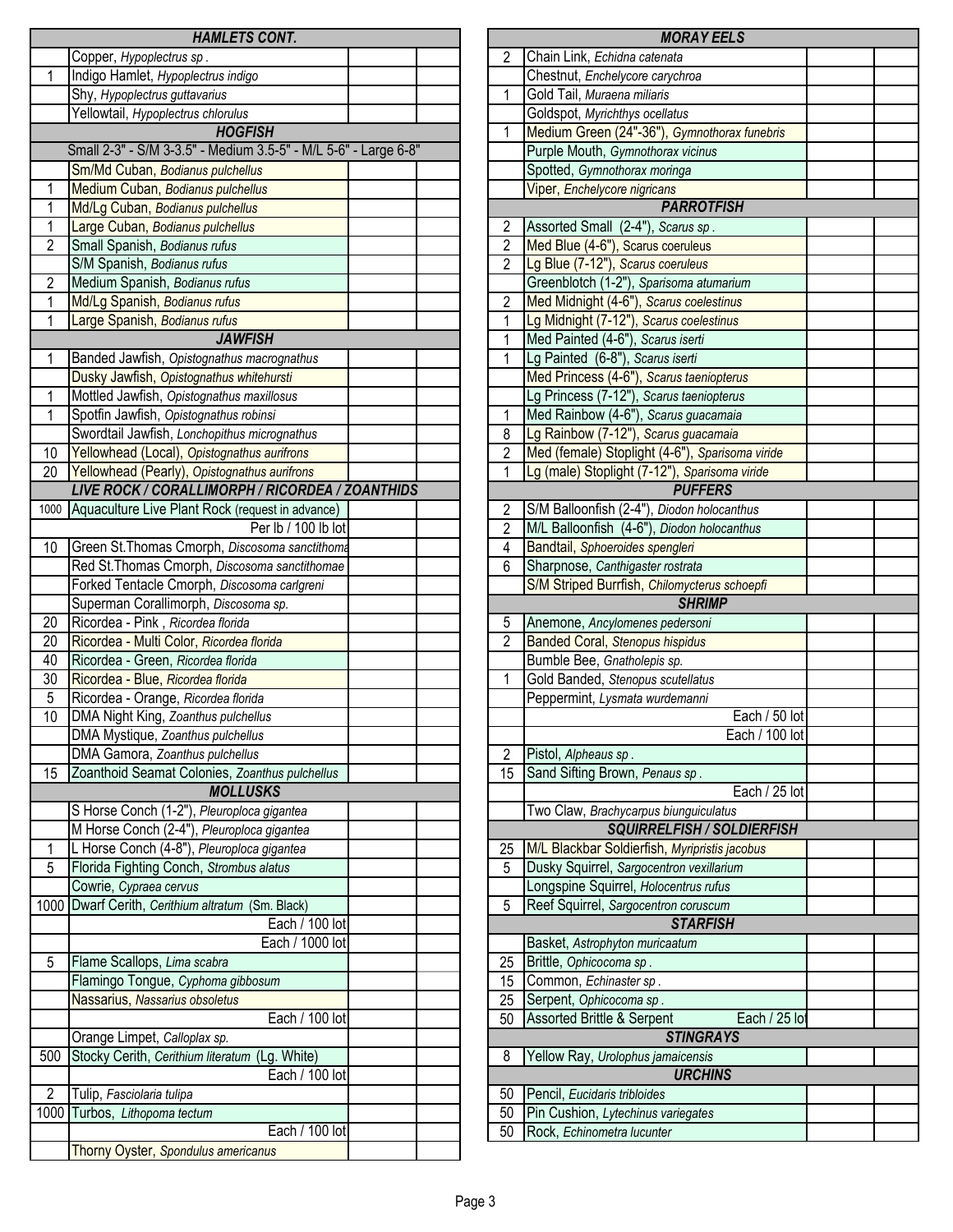| | HAMLETS CONT. | | |
|---|---|---|---|
| | Copper, *Hypoplectrus sp .* | | |
| 1 | Indigo Hamlet, *Hypoplectrus indigo* | | |
| | Shy, *Hypoplectrus guttavarius* | | |
| | Yellowtail, *Hypoplectrus chlorulus* | | |
| | **HOGFISH** | | |
| | Small 2-3" - S/M 3-3.5" - Medium 3.5-5" - M/L 5-6" - Large 6-8" | | |
| | Sm/Md Cuban, *Bodianus pulchellus* | | |
| 1 | Medium Cuban, *Bodianus pulchellus* | | |
| 1 | Md/Lg Cuban, *Bodianus pulchellus* | | |
| 1 | Large Cuban, *Bodianus pulchellus* | | |
| 2 | Small Spanish, *Bodianus rufus* | | |
| | S/M Spanish, *Bodianus rufus* | | |
| 2 | Medium Spanish, *Bodianus rufus* | | |
| 1 | Md/Lg Spanish, *Bodianus rufus* | | |
| 1 | Large Spanish, *Bodianus rufus* | | |
| | **JAWFISH** | | |
| 1 | Banded Jawfish, *Opistognathus macrognathus* | | |
| | Dusky Jawfish, *Opistognathus whitehursti* | | |
| 1 | Mottled Jawfish, *Opistognathus maxillosus* | | |
| 1 | Spotfin Jawfish, *Opistognathus robinsi* | | |
| | Swordtail Jawfish, *Lonchopithus micrognathus* | | |
| 10 | Yellowhead (Local), *Opistognathus aurifrons* | | |
| 20 | Yellowhead (Pearly), *Opistognathus aurifrons* | | |
| | **LIVE ROCK / CORALLIMORPH / RICORDEA / ZOANTHIDS** | | |
| 1000 | Aquaculture Live Plant Rock (request in advance) | | |
| | Per lb / 100 lb lot | | |
| 10 | Green St.Thomas Cmorph, *Discosoma sanctithoma* | | |
| | Red St.Thomas Cmorph, *Discosoma sanctithomae* | | |
| | Forked Tentacle Cmorph, *Discosoma carlgreni* | | |
| | Superman Corallimorph, *Discosoma sp.* | | |
| 20 | Ricordea - Pink , *Ricordea florida* | | |
| 20 | Ricordea - Multi Color, *Ricordea florida* | | |
| 40 | Ricordea - Green, *Ricordea florida* | | |
| 30 | Ricordea - Blue, *Ricordea florida* | | |
| 5 | Ricordea - Orange, *Ricordea florida* | | |
| 10 | DMA Night King, *Zoanthus pulchellus* | | |
| | DMA Mystique, *Zoanthus pulchellus* | | |
| | DMA Gamora, *Zoanthus pulchellus* | | |
| 15 | Zoanthoid Seamat Colonies, *Zoanthus pulchellus* | | |
| | **MOLLUSKS** | | |
| | S Horse Conch (1-2"), *Pleuroploca gigantea* | | |
| | M Horse Conch (2-4"), *Pleuroploca gigantea* | | |
| 1 | L Horse Conch (4-8"), *Pleuroploca gigantea* | | |
| 5 | Florida Fighting Conch, *Strombus alatus* | | |
| | Cowrie, *Cypraea cervus* | | |
| 1000 | Dwarf Cerith, *Cerithium altratum* (Sm. Black) | | |
| | Each / 100 lot | | |
| | Each / 1000 lot | | |
| 5 | Flame Scallops, *Lima scabra* | | |
| | Flamingo Tongue, *Cyphoma gibbosum* | | |
| | Nassarius, *Nassarius obsoletus* | | |
| | Each / 100 lot | | |
| | Orange Limpet, *Calloplax sp.* | | |
| 500 | Stocky Cerith, *Cerithium literatum* (Lg. White) | | |
| | Each / 100 lot | | |
| 2 | Tulip, *Fasciolaria tulipa* | | |
| 1000 | Turbos, *Lithopoma tectum* | | |
| | Each / 100 lot | | |
| | Thorny Oyster, *Spondulus americanus* | | |

| | MORAY EELS | | |
|---|---|---|---|
| 2 | Chain Link, *Echidna catenata* | | |
| | Chestnut, *Enchelycore carychroa* | | |
| 1 | Gold Tail, *Muraena miliaris* | | |
| | Goldspot, *Myrichthys ocellatus* | | |
| 1 | Medium Green (24"-36"), *Gymnothorax funebris* | | |
| | Purple Mouth, *Gymnothorax vicinus* | | |
| | Spotted, *Gymnothorax moringa* | | |
| | Viper, *Enchelycore nigricans* | | |
| | **PARROTFISH** | | |
| 2 | Assorted Small (2-4"), *Scarus sp .* | | |
| 2 | Med Blue (4-6"), *Scarus coeruleus* | | |
| 2 | Lg Blue (7-12"), *Scarus coeruleus* | | |
| | Greenblotch (1-2"), *Sparisoma atumarium* | | |
| 2 | Med Midnight (4-6"), *Scarus coelestinus* | | |
| 1 | Lg Midnight (7-12"), *Scarus coelestinus* | | |
| 1 | Med Painted (4-6"), *Scarus iserti* | | |
| 1 | Lg Painted (6-8"), *Scarus iserti* | | |
| | Med Princess (4-6"), *Scarus taeniopterus* | | |
| | Lg Princess (7-12"), *Scarus taeniopterus* | | |
| 1 | Med Rainbow (4-6"), *Scarus guacamaia* | | |
| 8 | Lg Rainbow (7-12"), *Scarus guacamaia* | | |
| 2 | Med (female) Stoplight (4-6"), *Sparisoma viride* | | |
| 1 | Lg (male) Stoplight (7-12"), *Sparisoma viride* | | |
| | **PUFFERS** | | |
| 2 | S/M Balloonfish (2-4"), *Diodon holocanthus* | | |
| 2 | M/L Balloonfish (4-6"), *Diodon holocanthus* | | |
| 4 | Bandtail, *Sphoeroides spengleri* | | |
| 6 | Sharpnose, *Canthigaster rostrata* | | |
| | S/M Striped Burrfish, *Chilomycterus schoepfi* | | |
| | **SHRIMP** | | |
| 5 | Anemone, *Ancylomenes pedersoni* | | |
| 2 | Banded Coral, *Stenopus hispidus* | | |
| | Bumble Bee, *Gnatholepis sp.* | | |
| 1 | Gold Banded, *Stenopus scutellatus* | | |
| | Peppermint, *Lysmata wurdemanni* | | |
| | Each / 50 lot | | |
| | Each / 100 lot | | |
| 2 | Pistol, *Alpheaus sp .* | | |
| 15 | Sand Sifting Brown, *Penaus sp .* | | |
| | Each / 25 lot | | |
| | Two Claw, *Brachycarpus biunguiculatus* | | |
| | **SQUIRRELFISH / SOLDIERFISH** | | |
| 25 | M/L Blackbar Soldierfish, *Myripristis jacobus* | | |
| 5 | Dusky Squirrel, *Sargocentron vexillarium* | | |
| | Longspine Squirrel, *Holocentrus rufus* | | |
| 5 | Reef Squirrel, *Sargocentron coruscum* | | |
| | **STARFISH** | | |
| | Basket, *Astrophyton muricaatum* | | |
| 25 | Brittle, *Ophicocoma sp .* | | |
| 15 | Common, *Echinaster sp .* | | |
| 25 | Serpent, *Ophicocoma sp .* | | |
| 50 | Assorted Brittle & Serpent Each / 25 lot | | |
| | **STINGRAYS** | | |
| 8 | Yellow Ray, *Urolophus jamaicensis* | | |
| | **URCHINS** | | |
| 50 | Pencil, *Eucidaris tribloides* | | |
| 50 | Pin Cushion, *Lytechinus variegates* | | |
| 50 | Rock, *Echinometra lucunter* | | |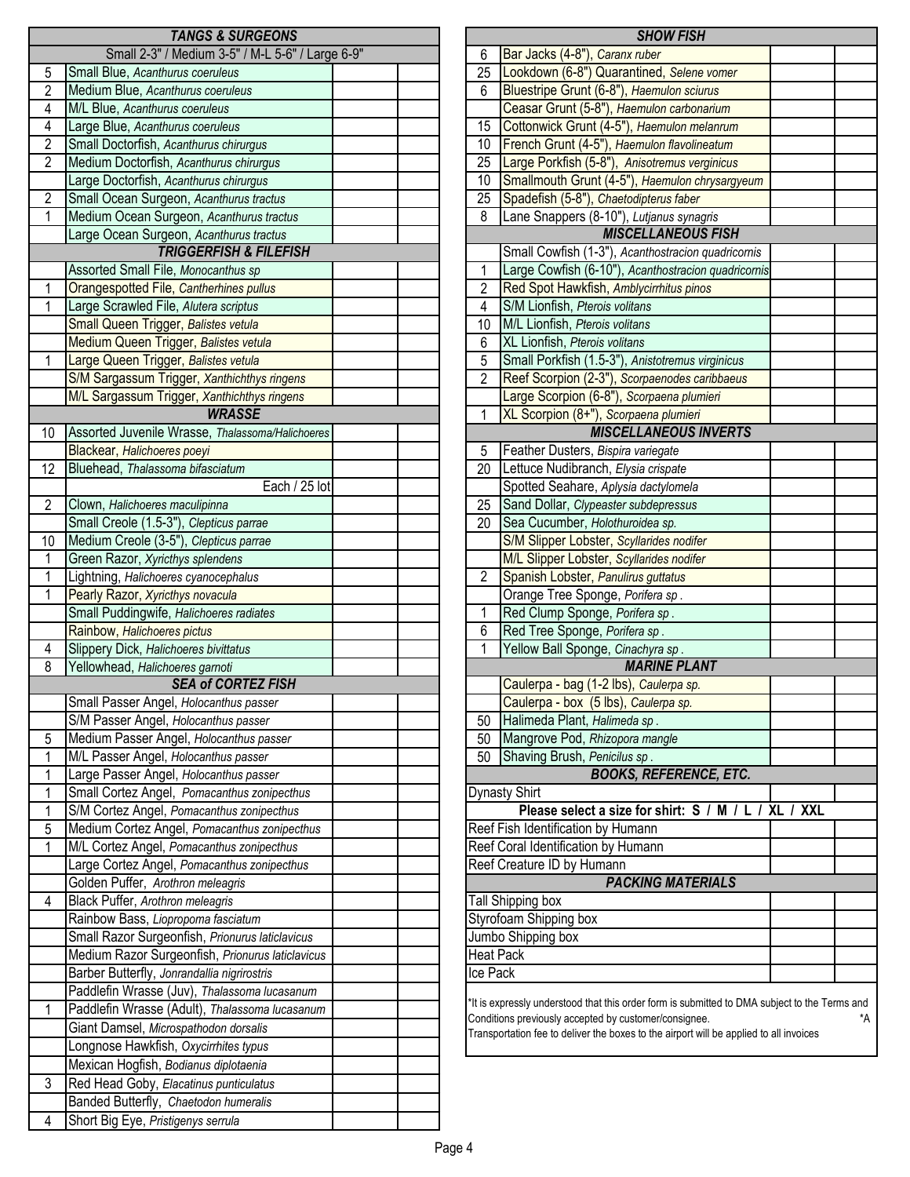| | | | |
|---|---|---|---|
| | **TANGS & SURGEONS** | | |
| | Small 2-3" / Medium 3-5" / M-L 5-6" / Large 6-9" | | |
| 5 | Small Blue, *Acanthurus coeruleus* | | |
| 2 | Medium Blue, *Acanthurus coeruleus* | | |
| 4 | M/L Blue, *Acanthurus coeruleus* | | |
| 4 | Large Blue, *Acanthurus coeruleus* | | |
| 2 | Small Doctorfish, *Acanthurus chirurgus* | | |
| 2 | Medium Doctorfish, *Acanthurus chirurgus* | | |
| | Large Doctorfish, *Acanthurus chirurgus* | | |
| 2 | Small Ocean Surgeon, *Acanthurus tractus* | | |
| 1 | Medium Ocean Surgeon, *Acanthurus tractus* | | |
| | Large Ocean Surgeon, *Acanthurus tractus* | | |
| | **TRIGGERFISH & FILEFISH** | | |
| | Assorted Small File, *Monocanthus sp* | | |
| 1 | Orangespotted File, *Cantherhines pullus* | | |
| 1 | Large Scrawled File, *Alutera scriptus* | | |
| | Small Queen Trigger, *Balistes vetula* | | |
| | Medium Queen Trigger, *Balistes vetula* | | |
| 1 | Large Queen Trigger, *Balistes vetula* | | |
| | S/M Sargassum Trigger, *Xanthichthys ringens* | | |
| | M/L Sargassum Trigger, *Xanthichthys ringens* | | |
| | **WRASSE** | | |
| 10 | Assorted Juvenile Wrasse, *Thalassoma/Halichoeres* | | |
| | Blackear, *Halichoeres poeyi* | | |
| 12 | Bluehead, *Thalassoma bifasciatum* | | |
| | Each / 25 lot | | |
| 2 | Clown, *Halichoeres maculipinna* | | |
| | Small Creole (1.5-3"), *Clepticus parrae* | | |
| 10 | Medium Creole (3-5"), *Clepticus parrae* | | |
| 1 | Green Razor, *Xyricthys splendens* | | |
| 1 | Lightning, *Halichoeres cyanocephalus* | | |
| 1 | Pearly Razor, *Xyricthys novacula* | | |
| | Small Puddingwife, *Halichoeres radiates* | | |
| | Rainbow, *Halichoeres pictus* | | |
| 4 | Slippery Dick, *Halichoeres bivittatus* | | |
| 8 | Yellowhead, *Halichoeres garnoti* | | |
| | **SEA of CORTEZ FISH** | | |
| | Small Passer Angel, *Holocanthus passer* | | |
| | S/M Passer Angel, *Holocanthus passer* | | |
| 5 | Medium Passer Angel, *Holocanthus passer* | | |
| 1 | M/L Passer Angel, *Holocanthus passer* | | |
| 1 | Large Passer Angel, *Holocanthus passer* | | |
| 1 | Small Cortez Angel, *Pomacanthus zonipecthus* | | |
| 1 | S/M Cortez Angel, *Pomacanthus zonipecthus* | | |
| 5 | Medium Cortez Angel, *Pomacanthus zonipecthus* | | |
| 1 | M/L Cortez Angel, *Pomacanthus zonipecthus* | | |
| | Large Cortez Angel, *Pomacanthus zonipecthus* | | |
| | Golden Puffer, *Arothron meleagris* | | |
| 4 | Black Puffer, *Arothron meleagris* | | |
| | Rainbow Bass, *Liopropoma fasciatum* | | |
| | Small Razor Surgeonfish, *Prionurus laticlavicus* | | |
| | Medium Razor Surgeonfish, *Prionurus laticlavicus* | | |
| | Barber Butterfly, *Jonrandallia nigrirostris* | | |
| | Paddlefin Wrasse (Juv), *Thalassoma lucasanum* | | |
| 1 | Paddlefin Wrasse (Adult), *Thalassoma lucasanum* | | |
| | Giant Damsel, *Microspathodon dorsalis* | | |
| | Longnose Hawkfish, *Oxycirrhites typus* | | |
| | Mexican Hogfish, *Bodianus diplotaenia* | | |
| 3 | Red Head Goby, *Elacatinus punticulatus* | | |
| | Banded Butterfly, *Chaetodon humeralis* | | |
| 4 | Short Big Eye, *Pristigenys serrula* | | |

| | | | |
|---|---|---|---|
| | **SHOW FISH** | | |
| 6 | Bar Jacks (4-8"), *Caranx ruber* | | |
| 25 | Lookdown (6-8") Quarantined, *Selene vomer* | | |
| 6 | Bluestripe Grunt (6-8"), *Haemulon sciurus* | | |
| | Ceasar Grunt (5-8"), *Haemulon carbonarium* | | |
| 15 | Cottonwick Grunt (4-5"), *Haemulon melanrum* | | |
| 10 | French Grunt (4-5"), *Haemulon flavolineatum* | | |
| 25 | Large Porkfish (5-8"), *Anisotremus verginicus* | | |
| 10 | Smallmouth Grunt (4-5"), *Haemulon chrysargyeum* | | |
| 25 | Spadefish (5-8"), *Chaetodipterus faber* | | |
| 8 | Lane Snappers (8-10"), *Lutjanus synagris* | | |
| | **MISCELLANEOUS FISH** | | |
| | Small Cowfish (1-3"), *Acanthostracion quadricornis* | | |
| 1 | Large Cowfish (6-10"), *Acanthostracion quadricornis* | | |
| 2 | Red Spot Hawkfish, *Amblycirrhitus pinos* | | |
| 4 | S/M Lionfish, *Pterois volitans* | | |
| 10 | M/L Lionfish, *Pterois volitans* | | |
| 6 | XL Lionfish, *Pterois volitans* | | |
| 5 | Small Porkfish (1.5-3"), *Anistotremus virginicus* | | |
| 2 | Reef Scorpion (2-3"), *Scorpaenodes caribbaeus* | | |
| | Large Scorpion (6-8"), *Scorpaena plumieri* | | |
| 1 | XL Scorpion (8+"), *Scorpaena plumieri* | | |
| | **MISCELLANEOUS INVERTS** | | |
| 5 | Feather Dusters, *Bispira variegate* | | |
| 20 | Lettuce Nudibranch, *Elysia crispate* | | |
| | Spotted Seahare, *Aplysia dactylomela* | | |
| 25 | Sand Dollar, *Clypeaster subdepressus* | | |
| 20 | Sea Cucumber, *Holothuroidea sp.* | | |
| | S/M Slipper Lobster, *Scyllarides nodifer* | | |
| | M/L Slipper Lobster, *Scyllarides nodifer* | | |
| 2 | Spanish Lobster, *Panulirus guttatus* | | |
| | Orange Tree Sponge, *Porifera sp .* | | |
| 1 | Red Clump Sponge, *Porifera sp .* | | |
| 6 | Red Tree Sponge, *Porifera sp .* | | |
| 1 | Yellow Ball Sponge, *Cinachyra sp .* | | |
| | **MARINE PLANT** | | |
| | Caulerpa - bag (1-2 lbs), *Caulerpa sp.* | | |
| | Caulerpa - box (5 lbs), *Caulerpa sp.* | | |
| 50 | Halimeda Plant, *Halimeda sp .* | | |
| 50 | Mangrove Pod, *Rhizopora mangle* | | |
| 50 | Shaving Brush, *Penicilus sp .* | | |
| | **BOOKS, REFERENCE, ETC.** | | |
| | Dynasty Shirt | | |
| | **Please select a size for shirt: S / M / L / XL / XXL** | | |
| | Reef Fish Identification by Humann | | |
| | Reef Coral Identification by Humann | | |
| | Reef Creature ID by Humann | | |
| | **PACKING MATERIALS** | | |
| | Tall Shipping box | | |
| | Styrofoam Shipping box | | |
| | Jumbo Shipping box | | |
| | Heat Pack | | |
| | Ice Pack | | |

*It is expressly understood that this order form is submitted to DMA subject to the Terms and Conditions previously accepted by customer/consignee. *A Transportation fee to deliver the boxes to the airport will be applied to all invoices